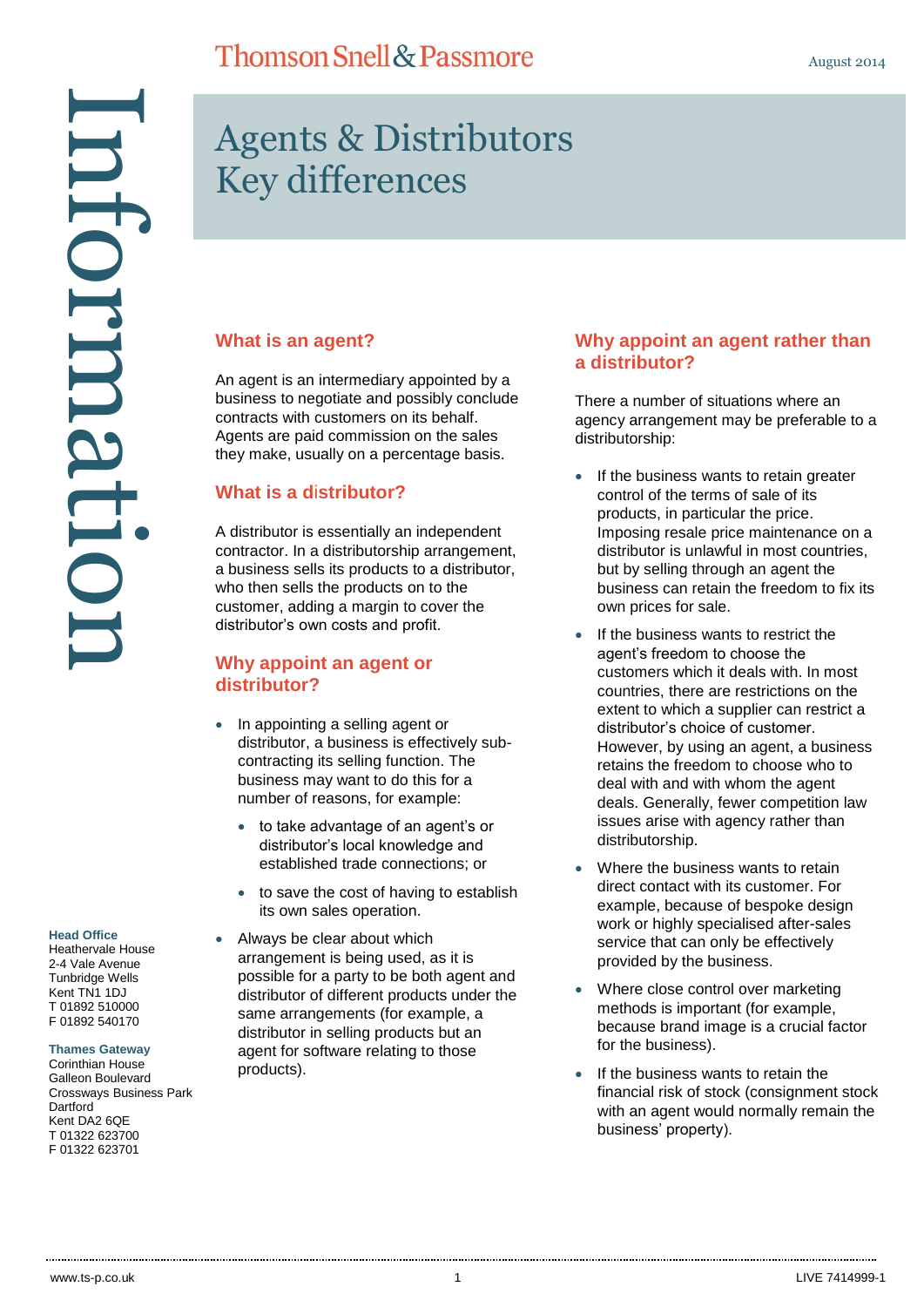Thomson Snell & Passmore

August 2014

# Agents & Distributors Key differences

## What is an agent?

An agent is an intermediary appointed by a business to negotiate and possibly conclude contracts with customers on its behalf. Agents are paid commission on the sales they make, usually on a percentage basis.

## What is a distributor?

A distributor is essentially an independent contractor. In a distributorship arrangement, a business sells its products to a distributor, who then sells the products on to the customer, adding a margin to cover the distributor's own costs and profit.

## Why appoint an agent or distributor?

- In appointing a selling agent or distributor, a business is effectively sub-contracting its selling function. The business may want to do this for a number of reasons, for example:
  - to take advantage of an agent's or distributor's local knowledge and established trade connections; or
  - to save the cost of having to establish its own sales operation.
- Always be clear about which arrangement is being used, as it is possible for a party to be both agent and distributor of different products under the same arrangements (for example, a distributor in selling products but an agent for software relating to those products).

## Why appoint an agent rather than a distributor?

There a number of situations where an agency arrangement may be preferable to a distributorship:

- If the business wants to retain greater control of the terms of sale of its products, in particular the price. Imposing resale price maintenance on a distributor is unlawful in most countries, but by selling through an agent the business can retain the freedom to fix its own prices for sale.
- If the business wants to restrict the agent's freedom to choose the customers which it deals with. In most countries, there are restrictions on the extent to which a supplier can restrict a distributor's choice of customer. However, by using an agent, a business retains the freedom to choose who to deal with and with whom the agent deals. Generally, fewer competition law issues arise with agency rather than distributorship.
- Where the business wants to retain direct contact with its customer. For example, because of bespoke design work or highly specialised after-sales service that can only be effectively provided by the business.
- Where close control over marketing methods is important (for example, because brand image is a crucial factor for the business).
- If the business wants to retain the financial risk of stock (consignment stock with an agent would normally remain the business' property).

**Head Office**
Heathervale House
2-4 Vale Avenue
Tunbridge Wells
Kent TN1 1DJ
T 01892 510000
F 01892 540170

**Thames Gateway**
Corinthian House
Galleon Boulevard
Crossways Business Park
Dartford
Kent DA2 6QE
T 01322 623700
F 01322 623701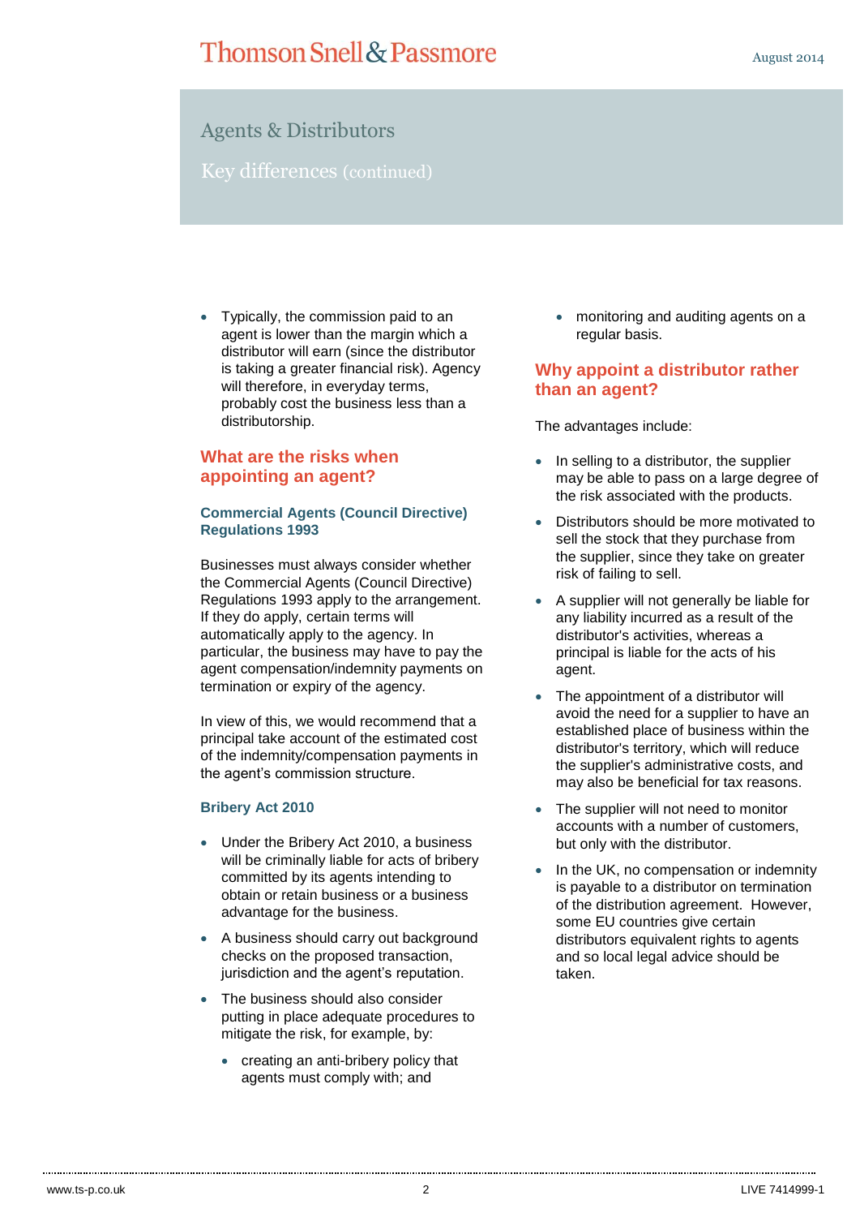## Agents & Distributors

### Key differences (continued)

- Typically, the commission paid to an agent is lower than the margin which a distributor will earn (since the distributor is taking a greater financial risk). Agency will therefore, in everyday terms, probably cost the business less than a distributorship.

## What are the risks when appointing an agent?

### Commercial Agents (Council Directive) Regulations 1993

Businesses must always consider whether the Commercial Agents (Council Directive) Regulations 1993 apply to the arrangement. If they do apply, certain terms will automatically apply to the agency. In particular, the business may have to pay the agent compensation/indemnity payments on termination or expiry of the agency.

In view of this, we would recommend that a principal take account of the estimated cost of the indemnity/compensation payments in the agent's commission structure.

### Bribery Act 2010

- Under the Bribery Act 2010, a business will be criminally liable for acts of bribery committed by its agents intending to obtain or retain business or a business advantage for the business.
- A business should carry out background checks on the proposed transaction, jurisdiction and the agent's reputation.
- The business should also consider putting in place adequate procedures to mitigate the risk, for example, by:
  - creating an anti-bribery policy that agents must comply with; and
  - monitoring and auditing agents on a regular basis.

## Why appoint a distributor rather than an agent?

The advantages include:

- In selling to a distributor, the supplier may be able to pass on a large degree of the risk associated with the products.
- Distributors should be more motivated to sell the stock that they purchase from the supplier, since they take on greater risk of failing to sell.
- A supplier will not generally be liable for any liability incurred as a result of the distributor's activities, whereas a principal is liable for the acts of his agent.
- The appointment of a distributor will avoid the need for a supplier to have an established place of business within the distributor's territory, which will reduce the supplier's administrative costs, and may also be beneficial for tax reasons.
- The supplier will not need to monitor accounts with a number of customers, but only with the distributor.
- In the UK, no compensation or indemnity is payable to a distributor on termination of the distribution agreement. However, some EU countries give certain distributors equivalent rights to agents and so local legal advice should be taken.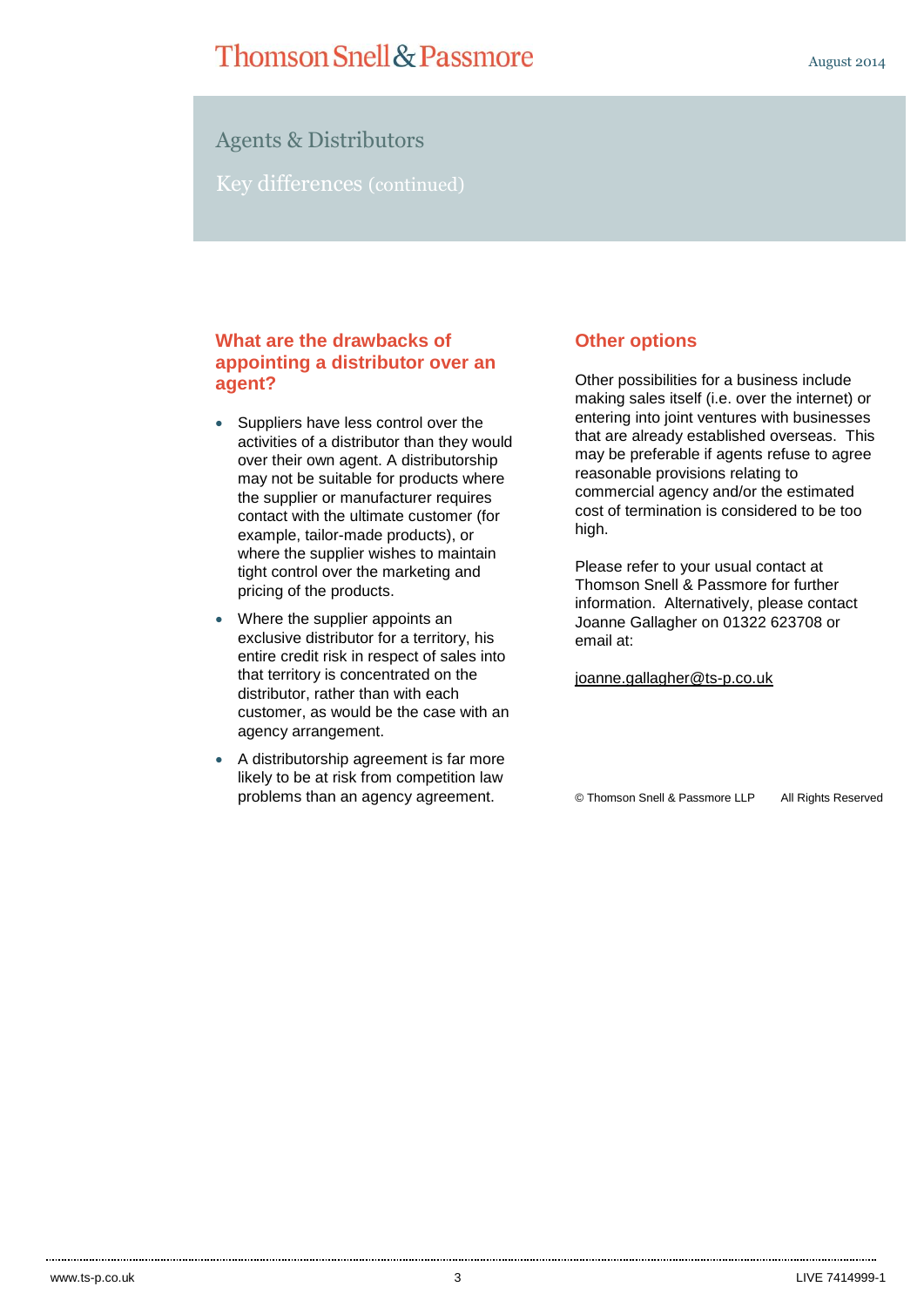# Agents & Distributors

## Key differences (continued)

### What are the drawbacks of appointing a distributor over an agent?

- Suppliers have less control over the activities of a distributor than they would over their own agent. A distributorship may not be suitable for products where the supplier or manufacturer requires contact with the ultimate customer (for example, tailor-made products), or where the supplier wishes to maintain tight control over the marketing and pricing of the products.
- Where the supplier appoints an exclusive distributor for a territory, his entire credit risk in respect of sales into that territory is concentrated on the distributor, rather than with each customer, as would be the case with an agency arrangement.
- A distributorship agreement is far more likely to be at risk from competition law problems than an agency agreement.

### Other options

Other possibilities for a business include making sales itself (i.e. over the internet) or entering into joint ventures with businesses that are already established overseas. This may be preferable if agents refuse to agree reasonable provisions relating to commercial agency and/or the estimated cost of termination is considered to be too high.

Please refer to your usual contact at Thomson Snell & Passmore for further information. Alternatively, please contact Joanne Gallagher on 01322 623708 or email at:

joanne.gallagher@ts-p.co.uk

© Thomson Snell & Passmore LLP All Rights Reserved